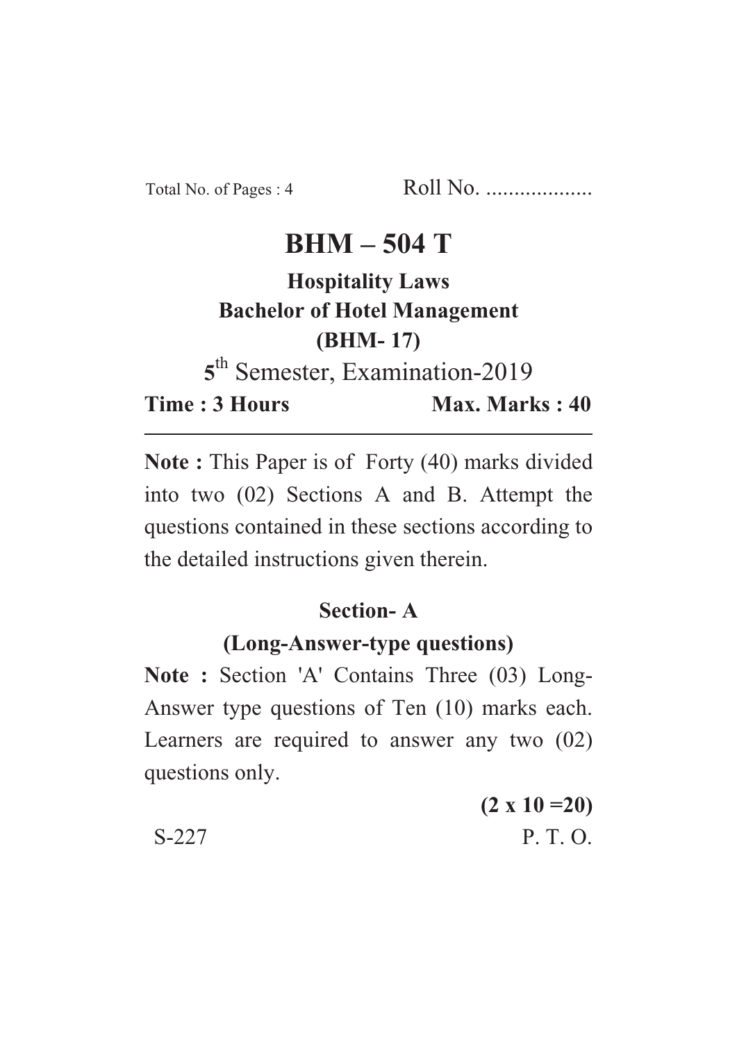Total No. of Pages : 4 Roll No. ..................

# BHM – 504 T

## Hospitality Laws

## Bachelor of Hotel Management

## (BHM- 17)

5th Semester, Examination-2019

**Time : 3 Hours** **Max. Marks : 40**

---

**Note :** This Paper is of Forty (40) marks divided into two (02) Sections A and B. Attempt the questions contained in these sections according to the detailed instructions given therein.

### Section- A

### (Long-Answer-type questions)

**Note :** Section 'A' Contains Three (03) Long-Answer type questions of Ten (10) marks each. Learners are required to answer any two (02) questions only.

**(2 x 10 =20)**

S-227 P. T. O.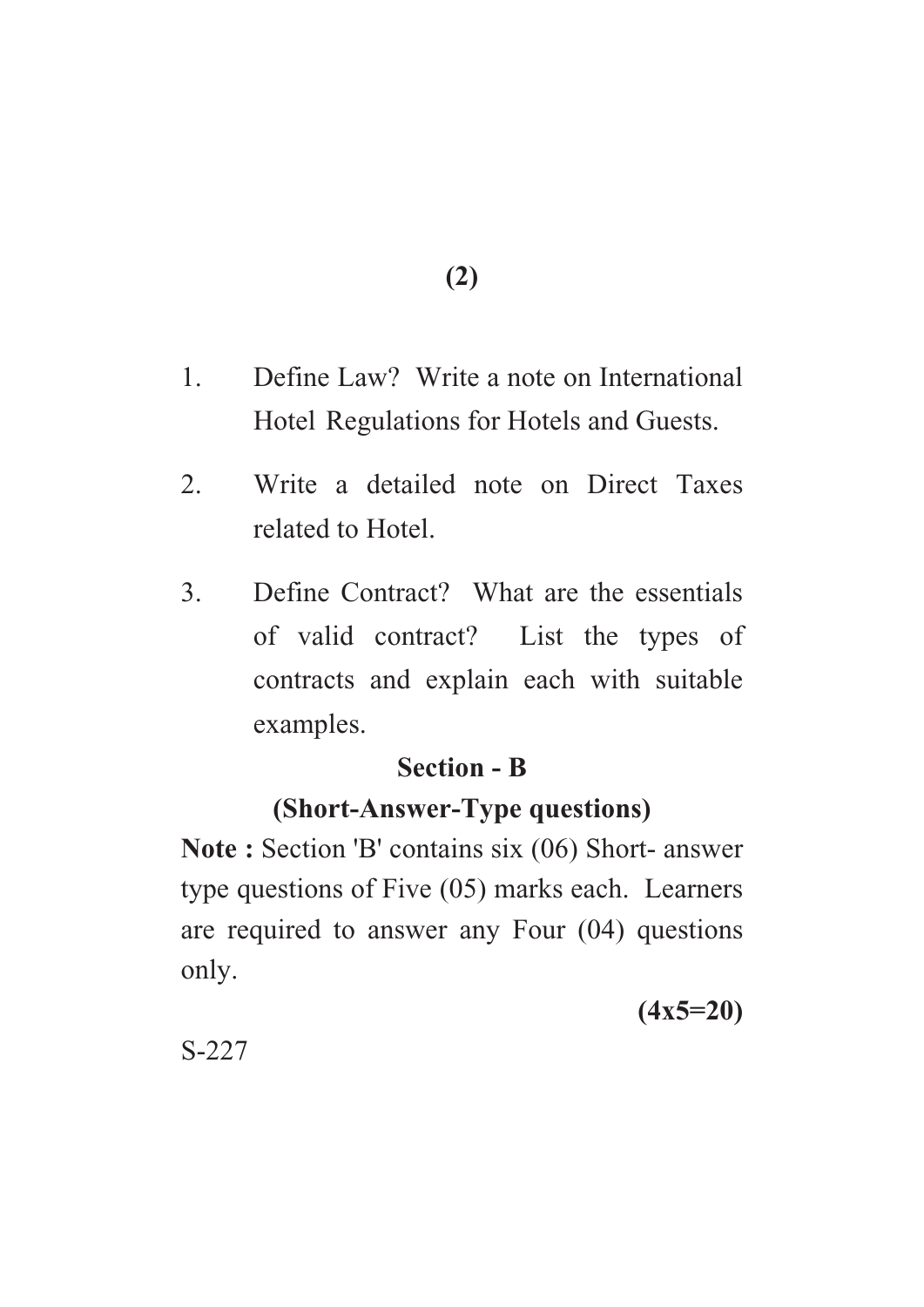1. Define Law? Write a note on International Hotel Regulations for Hotels and Guests.

2. Write a detailed note on Direct Taxes related to Hotel.

3. Define Contract? What are the essentials of valid contract? List the types of contracts and explain each with suitable examples.

## Section - B

### (Short-Answer-Type questions)

**Note :** Section 'B' contains six (06) Short- answer type questions of Five (05) marks each. Learners are required to answer any Four (04) questions only.

**(4x5=20)**

S-227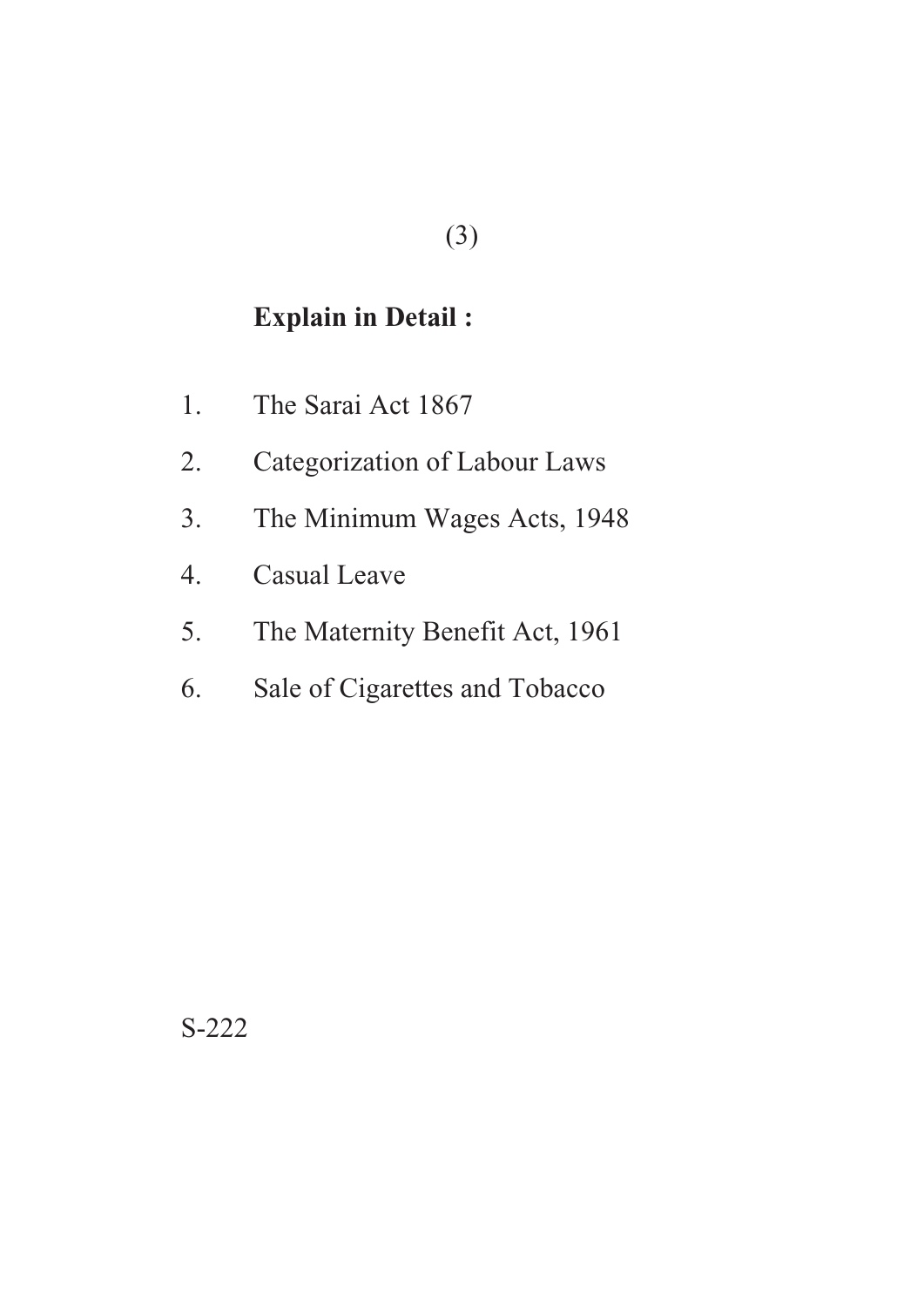**Explain in Detail :**

1. The Sarai Act 1867
2. Categorization of Labour Laws
3. The Minimum Wages Acts, 1948
4. Casual Leave
5. The Maternity Benefit Act, 1961
6. Sale of Cigarettes and Tobacco

S-222